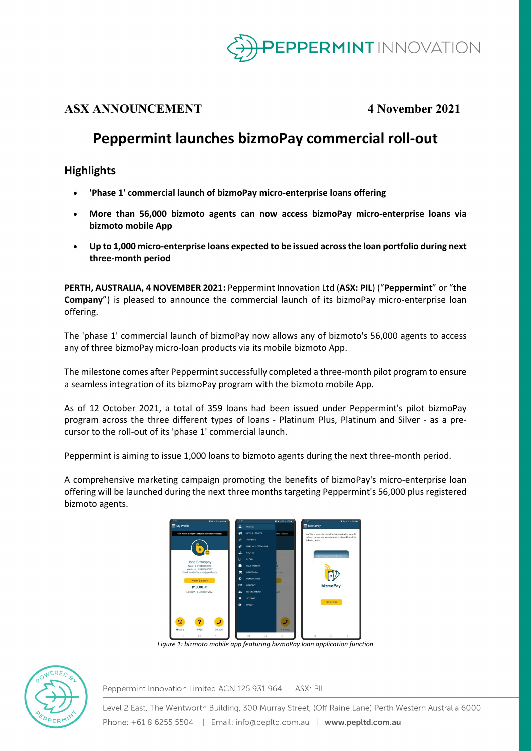# ASX ANNOUNCEMENT

**4 November 2021**

## Peppermint launches bizmoPay commercial roll-out

### Highlights

- **'Phase 1' commercial launch of bizmoPay micro-enterprise loans offering**
- **More than 56,000 bizmoto agents can now access bizmoPay micro-enterprise loans via bizmoto mobile App**
- **Up to 1,000 micro-enterprise loans expected to be issued across the loan portfolio during next three-month period**

**PERTH, AUSTRALIA, 4 NOVEMBER 2021:** Peppermint Innovation Ltd (**ASX: PIL**) ("**Peppermint**" or "**the Company**") is pleased to announce the commercial launch of its bizmoPay micro-enterprise loan offering.

The 'phase 1' commercial launch of bizmoPay now allows any of bizmoto's 56,000 agents to access any of three bizmoPay micro-loan products via its mobile bizmoto App.

The milestone comes after Peppermint successfully completed a three-month pilot program to ensure a seamless integration of its bizmoPay program with the bizmoto mobile App.

As of 12 October 2021, a total of 359 loans had been issued under Peppermint's pilot bizmoPay program across the three different types of loans - Platinum Plus, Platinum and Silver - as a pre-cursor to the roll-out of its 'phase 1' commercial launch.

Peppermint is aiming to issue 1,000 loans to bizmoto agents during the next three-month period.

A comprehensive marketing campaign promoting the benefits of bizmoPay's micro-enterprise loan offering will be launched during the next three months targeting Peppermint's 56,000 plus registered bizmoto agents.

*Figure 1: bizmoto mobile app featuring bizmoPay loan application function*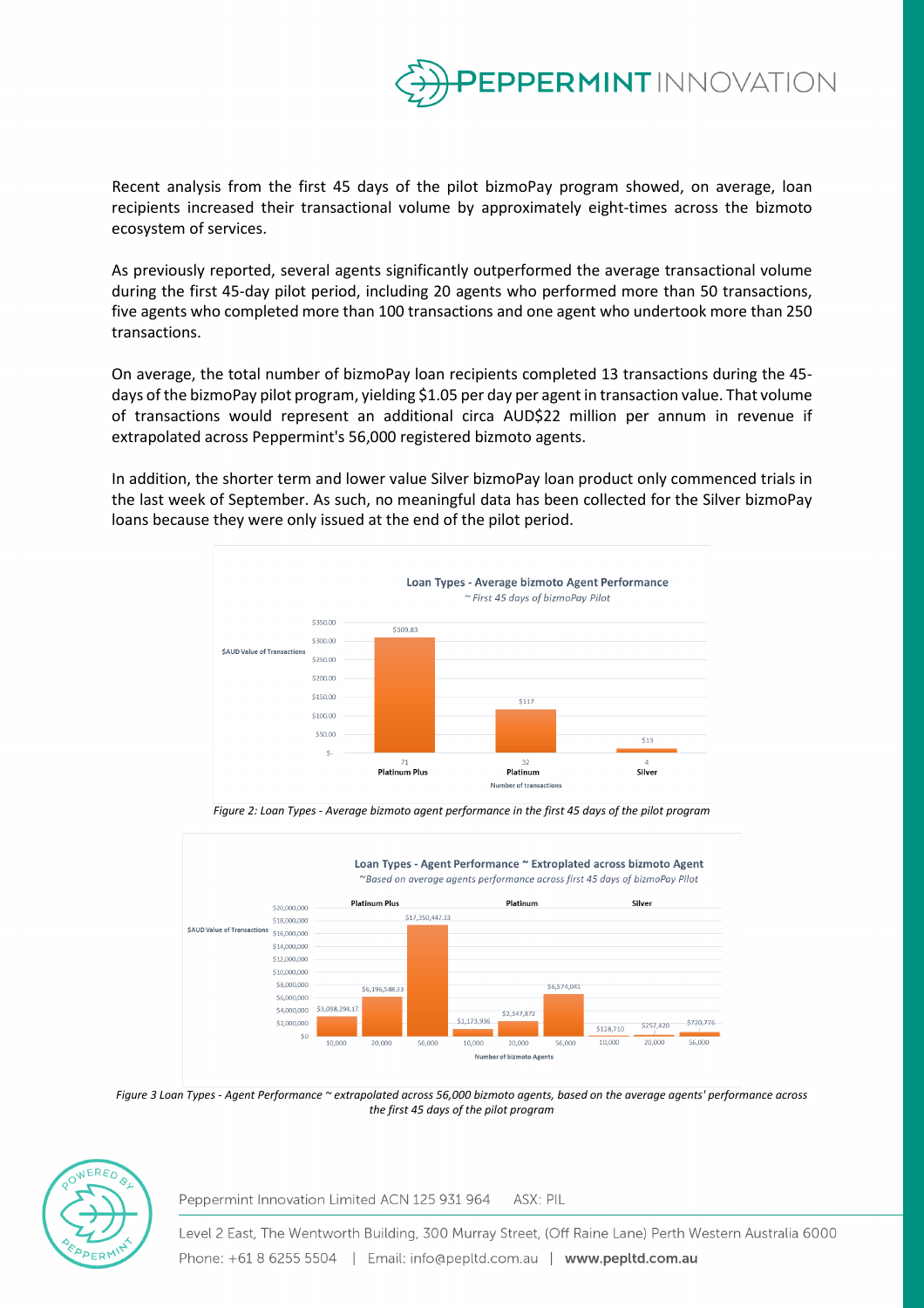Recent analysis from the first 45 days of the pilot bizmoPay program showed, on average, loan recipients increased their transactional volume by approximately eight-times across the bizmoto ecosystem of services.

As previously reported, several agents significantly outperformed the average transactional volume during the first 45-day pilot period, including 20 agents who performed more than 50 transactions, five agents who completed more than 100 transactions and one agent who undertook more than 250 transactions.

On average, the total number of bizmoPay loan recipients completed 13 transactions during the 45-days of the bizmoPay pilot program, yielding $1.05 per day per agent in transaction value. That volume of transactions would represent an additional circa AUD$22 million per annum in revenue if extrapolated across Peppermint's 56,000 registered bizmoto agents.

In addition, the shorter term and lower value Silver bizmoPay loan product only commenced trials in the last week of September. As such, no meaningful data has been collected for the Silver bizmoPay loans because they were only issued at the end of the pilot period.

**Loan Types - Average bizmoto Agent Performance**
*~ First 45 days of bizmoPay Pilot*

| Loan Type | Number of transactions | $AUD Value of Transactions |
|---|---|---|
| Platinum Plus | 71 | $309.83 |
| Platinum | 32 | $117 |
| Silver | 4 | $13 |

*Figure 2: Loan Types - Average bizmoto agent performance in the first 45 days of the pilot program*

**Loan Types - Agent Performance ~ Extroplated across bizmoto Agent**
*~Based on average agents performance across first 45 days of bizmoPay Pilot*

| Number of bizmoto Agents | Platinum Plus | Platinum | Silver |
|---|---|---|---|
| 10,000 | $3,098,294.17 | $1,173,936 | $128,710 |
| 20,000 | $6,196,588.33 | $2,347,872 | $257,420 |
| 56,000 | $17,350,447.33 | $6,574,041 | $720,776 |

*Figure 3 Loan Types - Agent Performance ~ extrapolated across 56,000 bizmoto agents, based on the average agents' performance across the first 45 days of the pilot program*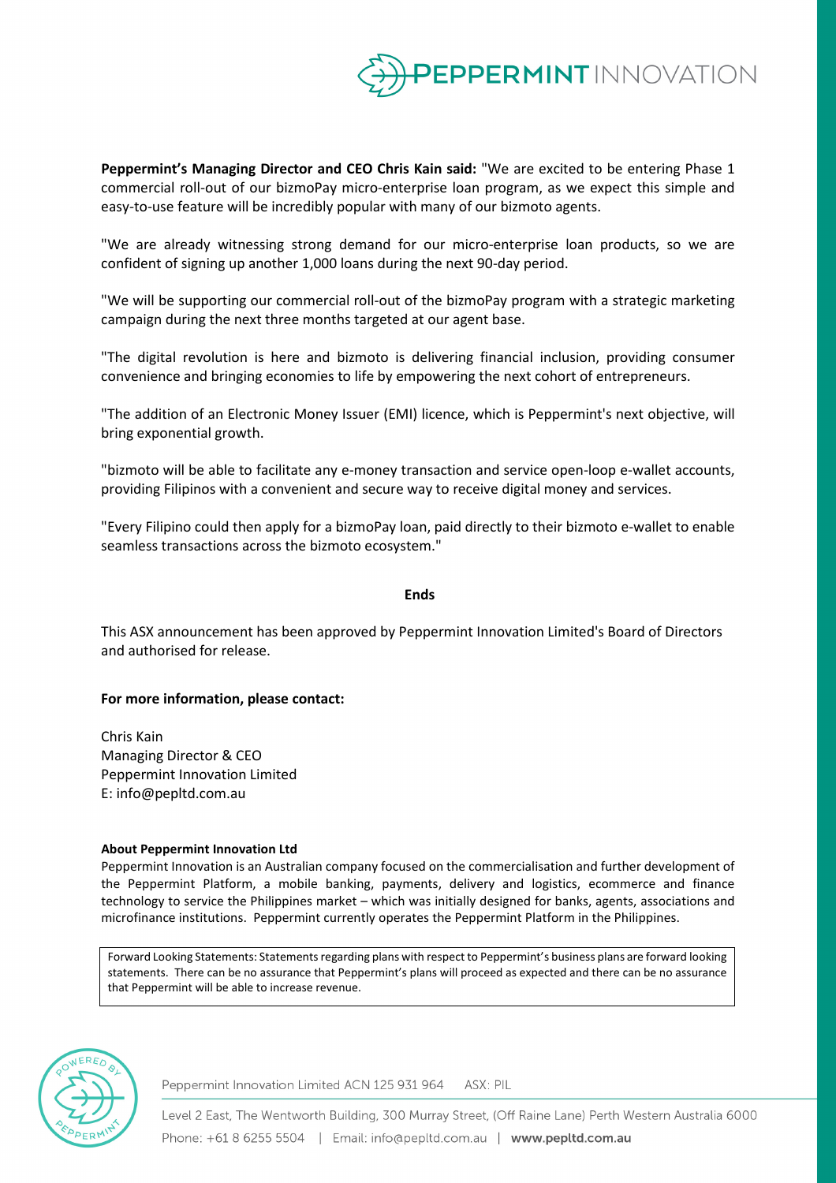**Peppermint's Managing Director and CEO Chris Kain said:** "We are excited to be entering Phase 1 commercial roll-out of our bizmoPay micro-enterprise loan program, as we expect this simple and easy-to-use feature will be incredibly popular with many of our bizmoto agents.

"We are already witnessing strong demand for our micro-enterprise loan products, so we are confident of signing up another 1,000 loans during the next 90-day period.

"We will be supporting our commercial roll-out of the bizmoPay program with a strategic marketing campaign during the next three months targeted at our agent base.

"The digital revolution is here and bizmoto is delivering financial inclusion, providing consumer convenience and bringing economies to life by empowering the next cohort of entrepreneurs.

"The addition of an Electronic Money Issuer (EMI) licence, which is Peppermint's next objective, will bring exponential growth.

"bizmoto will be able to facilitate any e-money transaction and service open-loop e-wallet accounts, providing Filipinos with a convenient and secure way to receive digital money and services.

"Every Filipino could then apply for a bizmoPay loan, paid directly to their bizmoto e-wallet to enable seamless transactions across the bizmoto ecosystem."

**Ends**

This ASX announcement has been approved by Peppermint Innovation Limited's Board of Directors and authorised for release.

**For more information, please contact:**

Chris Kain
Managing Director & CEO
Peppermint Innovation Limited
E: info@pepltd.com.au

**About Peppermint Innovation Ltd**

Peppermint Innovation is an Australian company focused on the commercialisation and further development of the Peppermint Platform, a mobile banking, payments, delivery and logistics, ecommerce and finance technology to service the Philippines market – which was initially designed for banks, agents, associations and microfinance institutions. Peppermint currently operates the Peppermint Platform in the Philippines.

Forward Looking Statements: Statements regarding plans with respect to Peppermint's business plans are forward looking statements. There can be no assurance that Peppermint's plans will proceed as expected and there can be no assurance that Peppermint will be able to increase revenue.